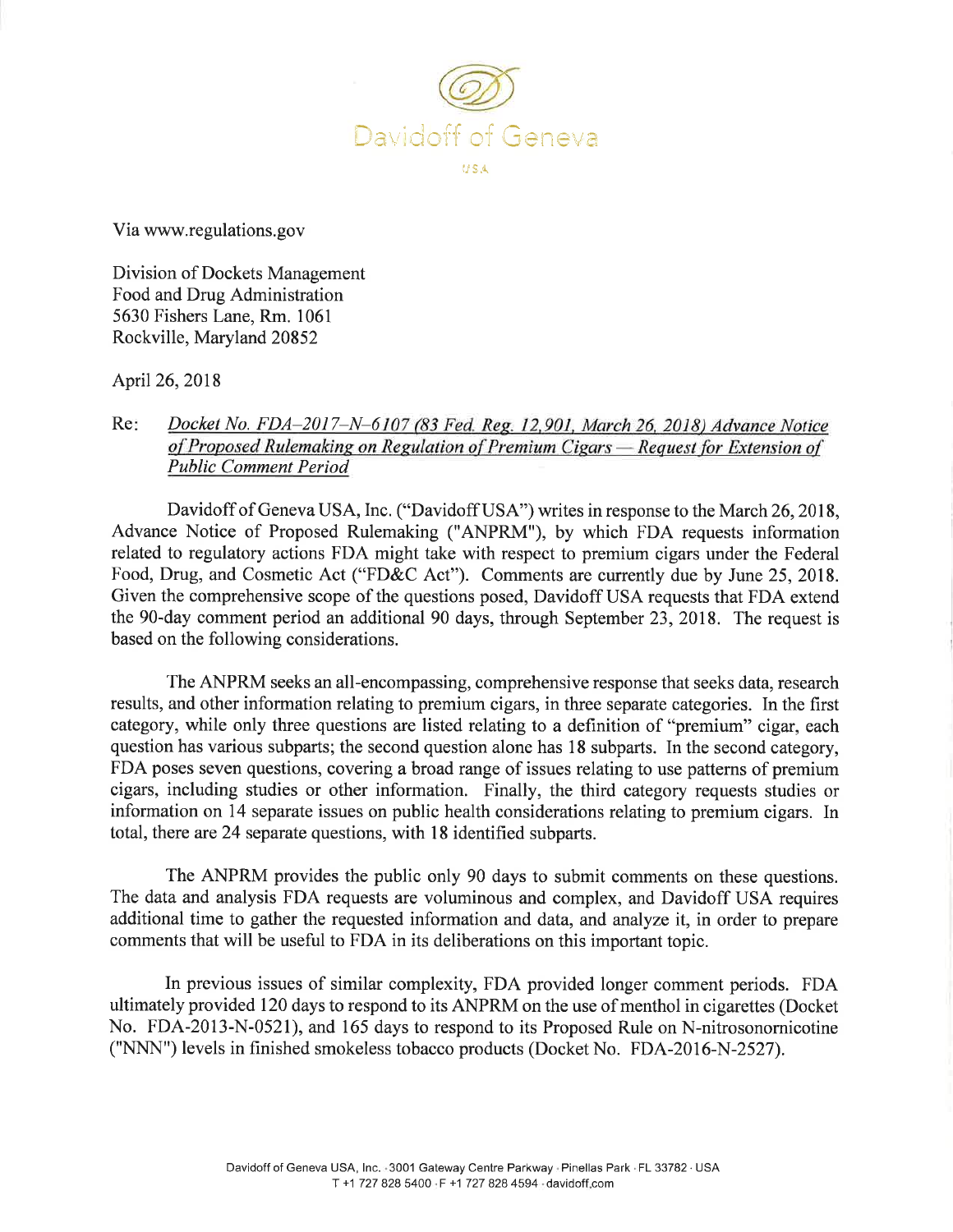Davidoff of Geneva

USA

Via www.regulations.gov

Division of Dockets Management
Food and Drug Administration
5630 Fishers Lane, Rm. 1061
Rockville, Maryland 20852

April 26, 2018

Re: *Docket No. FDA–2017–N–6107 (83 Fed. Reg. 12,901, March 26, 2018) Advance Notice of Proposed Rulemaking on Regulation of Premium Cigars — Request for Extension of Public Comment Period*

Davidoff of Geneva USA, Inc. ("Davidoff USA") writes in response to the March 26, 2018, Advance Notice of Proposed Rulemaking ("ANPRM"), by which FDA requests information related to regulatory actions FDA might take with respect to premium cigars under the Federal Food, Drug, and Cosmetic Act ("FD&C Act"). Comments are currently due by June 25, 2018. Given the comprehensive scope of the questions posed, Davidoff USA requests that FDA extend the 90-day comment period an additional 90 days, through September 23, 2018. The request is based on the following considerations.

The ANPRM seeks an all-encompassing, comprehensive response that seeks data, research results, and other information relating to premium cigars, in three separate categories. In the first category, while only three questions are listed relating to a definition of "premium" cigar, each question has various subparts; the second question alone has 18 subparts. In the second category, FDA poses seven questions, covering a broad range of issues relating to use patterns of premium cigars, including studies or other information. Finally, the third category requests studies or information on 14 separate issues on public health considerations relating to premium cigars. In total, there are 24 separate questions, with 18 identified subparts.

The ANPRM provides the public only 90 days to submit comments on these questions. The data and analysis FDA requests are voluminous and complex, and Davidoff USA requires additional time to gather the requested information and data, and analyze it, in order to prepare comments that will be useful to FDA in its deliberations on this important topic.

In previous issues of similar complexity, FDA provided longer comment periods. FDA ultimately provided 120 days to respond to its ANPRM on the use of menthol in cigarettes (Docket No. FDA-2013-N-0521), and 165 days to respond to its Proposed Rule on N-nitrosonornicotine ("NNN") levels in finished smokeless tobacco products (Docket No. FDA-2016-N-2527).

Davidoff of Geneva USA, Inc. · 3001 Gateway Centre Parkway · Pinellas Park · FL 33782 · USA
T +1 727 828 5400 · F +1 727 828 4594 · davidoff.com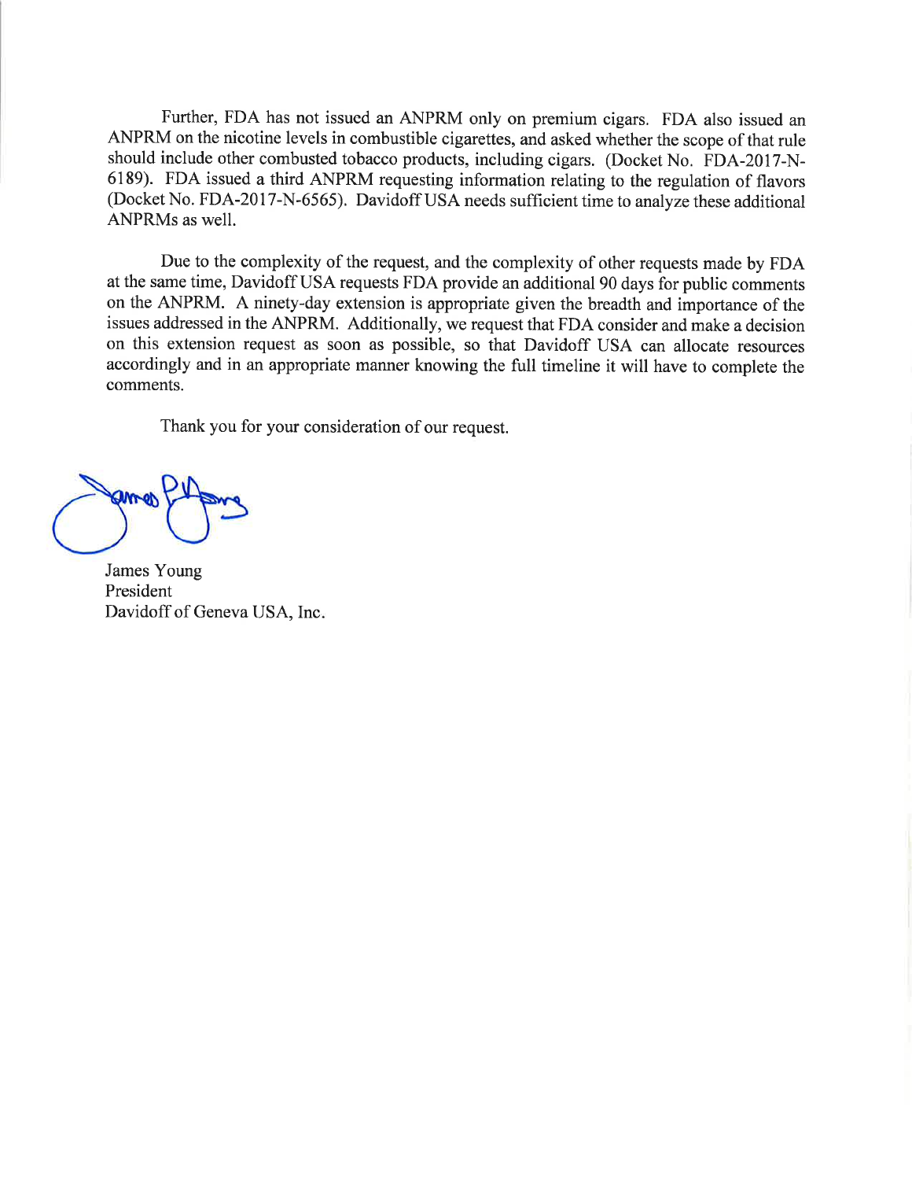Further, FDA has not issued an ANPRM only on premium cigars. FDA also issued an ANPRM on the nicotine levels in combustible cigarettes, and asked whether the scope of that rule should include other combusted tobacco products, including cigars. (Docket No. FDA-2017-N-6189). FDA issued a third ANPRM requesting information relating to the regulation of flavors (Docket No. FDA-2017-N-6565). Davidoff USA needs sufficient time to analyze these additional ANPRMs as well.

Due to the complexity of the request, and the complexity of other requests made by FDA at the same time, Davidoff USA requests FDA provide an additional 90 days for public comments on the ANPRM. A ninety-day extension is appropriate given the breadth and importance of the issues addressed in the ANPRM. Additionally, we request that FDA consider and make a decision on this extension request as soon as possible, so that Davidoff USA can allocate resources accordingly and in an appropriate manner knowing the full timeline it will have to complete the comments.

Thank you for your consideration of our request.

James Young
President
Davidoff of Geneva USA, Inc.